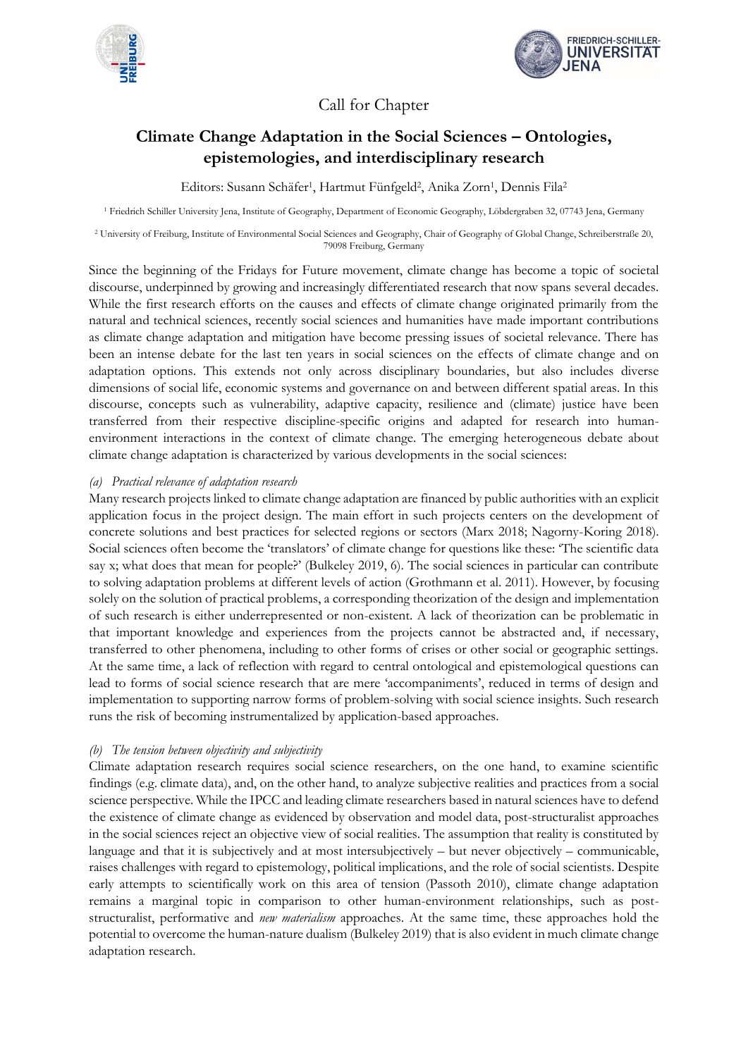Call for Chapter

# Climate Change Adaptation in the Social Sciences – Ontologies, epistemologies, and interdisciplinary research

Editors: Susann Schäfer[1], Hartmut Fünfgeld[2], Anika Zorn[1], Dennis Fila[2]

[1] Friedrich Schiller University Jena, Institute of Geography, Department of Economic Geography, Löbdergraben 32, 07743 Jena, Germany

[2] University of Freiburg, Institute of Environmental Social Sciences and Geography, Chair of Geography of Global Change, Schreiberstraße 20, 79098 Freiburg, Germany

Since the beginning of the Fridays for Future movement, climate change has become a topic of societal discourse, underpinned by growing and increasingly differentiated research that now spans several decades. While the first research efforts on the causes and effects of climate change originated primarily from the natural and technical sciences, recently social sciences and humanities have made important contributions as climate change adaptation and mitigation have become pressing issues of societal relevance. There has been an intense debate for the last ten years in social sciences on the effects of climate change and on adaptation options. This extends not only across disciplinary boundaries, but also includes diverse dimensions of social life, economic systems and governance on and between different spatial areas. In this discourse, concepts such as vulnerability, adaptive capacity, resilience and (climate) justice have been transferred from their respective discipline-specific origins and adapted for research into human-environment interactions in the context of climate change. The emerging heterogeneous debate about climate change adaptation is characterized by various developments in the social sciences:

*(a) Practical relevance of adaptation research*

Many research projects linked to climate change adaptation are financed by public authorities with an explicit application focus in the project design. The main effort in such projects centers on the development of concrete solutions and best practices for selected regions or sectors (Marx 2018; Nagorny-Koring 2018). Social sciences often become the 'translators' of climate change for questions like these: 'The scientific data say x; what does that mean for people?' (Bulkeley 2019, 6). The social sciences in particular can contribute to solving adaptation problems at different levels of action (Grothmann et al. 2011). However, by focusing solely on the solution of practical problems, a corresponding theorization of the design and implementation of such research is either underrepresented or non-existent. A lack of theorization can be problematic in that important knowledge and experiences from the projects cannot be abstracted and, if necessary, transferred to other phenomena, including to other forms of crises or other social or geographic settings. At the same time, a lack of reflection with regard to central ontological and epistemological questions can lead to forms of social science research that are mere 'accompaniments', reduced in terms of design and implementation to supporting narrow forms of problem-solving with social science insights. Such research runs the risk of becoming instrumentalized by application-based approaches.

*(b) The tension between objectivity and subjectivity*

Climate adaptation research requires social science researchers, on the one hand, to examine scientific findings (e.g. climate data), and, on the other hand, to analyze subjective realities and practices from a social science perspective. While the IPCC and leading climate researchers based in natural sciences have to defend the existence of climate change as evidenced by observation and model data, post-structuralist approaches in the social sciences reject an objective view of social realities. The assumption that reality is constituted by language and that it is subjectively and at most intersubjectively – but never objectively – communicable, raises challenges with regard to epistemology, political implications, and the role of social scientists. Despite early attempts to scientifically work on this area of tension (Passoth 2010), climate change adaptation remains a marginal topic in comparison to other human-environment relationships, such as post-structuralist, performative and *new materialism* approaches. At the same time, these approaches hold the potential to overcome the human-nature dualism (Bulkeley 2019) that is also evident in much climate change adaptation research.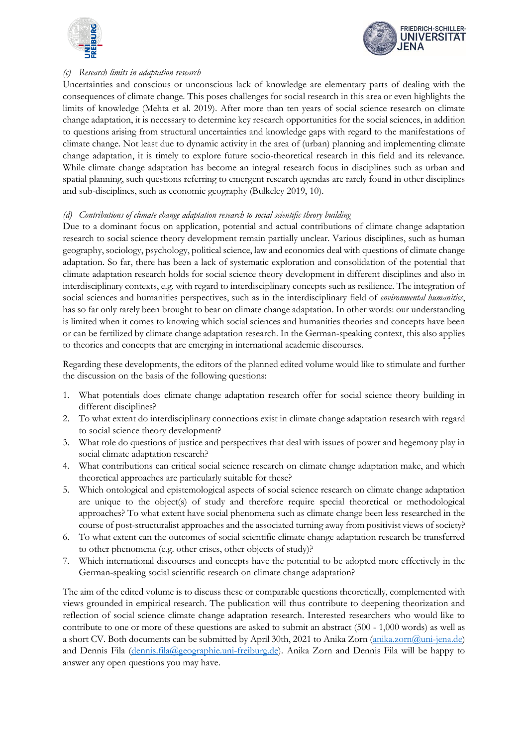*(c) Research limits in adaptation research*

Uncertainties and conscious or unconscious lack of knowledge are elementary parts of dealing with the consequences of climate change. This poses challenges for social research in this area or even highlights the limits of knowledge (Mehta et al. 2019). After more than ten years of social science research on climate change adaptation, it is necessary to determine key research opportunities for the social sciences, in addition to questions arising from structural uncertainties and knowledge gaps with regard to the manifestations of climate change. Not least due to dynamic activity in the area of (urban) planning and implementing climate change adaptation, it is timely to explore future socio-theoretical research in this field and its relevance. While climate change adaptation has become an integral research focus in disciplines such as urban and spatial planning, such questions referring to emergent research agendas are rarely found in other disciplines and sub-disciplines, such as economic geography (Bulkeley 2019, 10).

*(d) Contributions of climate change adaptation research to social scientific theory building*

Due to a dominant focus on application, potential and actual contributions of climate change adaptation research to social science theory development remain partially unclear. Various disciplines, such as human geography, sociology, psychology, political science, law and economics deal with questions of climate change adaptation. So far, there has been a lack of systematic exploration and consolidation of the potential that climate adaptation research holds for social science theory development in different disciplines and also in interdisciplinary contexts, e.g. with regard to interdisciplinary concepts such as resilience. The integration of social sciences and humanities perspectives, such as in the interdisciplinary field of *environmental humanities*, has so far only rarely been brought to bear on climate change adaptation. In other words: our understanding is limited when it comes to knowing which social sciences and humanities theories and concepts have been or can be fertilized by climate change adaptation research. In the German-speaking context, this also applies to theories and concepts that are emerging in international academic discourses.

Regarding these developments, the editors of the planned edited volume would like to stimulate and further the discussion on the basis of the following questions:

1. What potentials does climate change adaptation research offer for social science theory building in different disciplines?
2. To what extent do interdisciplinary connections exist in climate change adaptation research with regard to social science theory development?
3. What role do questions of justice and perspectives that deal with issues of power and hegemony play in social climate adaptation research?
4. What contributions can critical social science research on climate change adaptation make, and which theoretical approaches are particularly suitable for these?
5. Which ontological and epistemological aspects of social science research on climate change adaptation are unique to the object(s) of study and therefore require special theoretical or methodological approaches? To what extent have social phenomena such as climate change been less researched in the course of post-structuralist approaches and the associated turning away from positivist views of society?
6. To what extent can the outcomes of social scientific climate change adaptation research be transferred to other phenomena (e.g. other crises, other objects of study)?
7. Which international discourses and concepts have the potential to be adopted more effectively in the German-speaking social scientific research on climate change adaptation?

The aim of the edited volume is to discuss these or comparable questions theoretically, complemented with views grounded in empirical research. The publication will thus contribute to deepening theorization and reflection of social science climate change adaptation research. Interested researchers who would like to contribute to one or more of these questions are asked to submit an abstract (500 - 1,000 words) as well as a short CV. Both documents can be submitted by April 30th, 2021 to Anika Zorn (anika.zorn@uni-jena.de) and Dennis Fila (dennis.fila@geographie.uni-freiburg.de). Anika Zorn and Dennis Fila will be happy to answer any open questions you may have.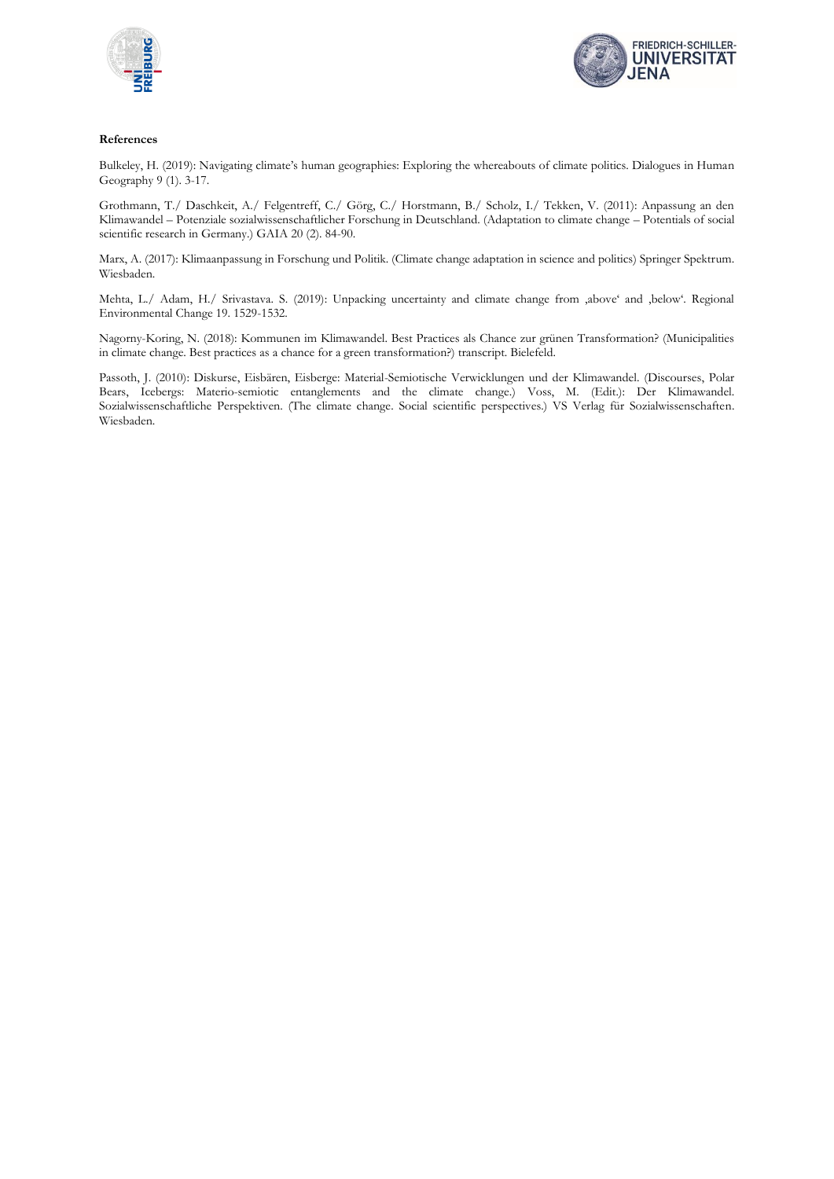**References**

Bulkeley, H. (2019): Navigating climate's human geographies: Exploring the whereabouts of climate politics. Dialogues in Human Geography 9 (1). 3-17.

Grothmann, T./ Daschkeit, A./ Felgentreff, C./ Görg, C./ Horstmann, B./ Scholz, I./ Tekken, V. (2011): Anpassung an den Klimawandel – Potenziale sozialwissenschaftlicher Forschung in Deutschland. (Adaptation to climate change – Potentials of social scientific research in Germany.) GAIA 20 (2). 84-90.

Marx, A. (2017): Klimaanpassung in Forschung und Politik. (Climate change adaptation in science and politics) Springer Spektrum. Wiesbaden.

Mehta, L./ Adam, H./ Srivastava. S. (2019): Unpacking uncertainty and climate change from ‚above' and ‚below'. Regional Environmental Change 19. 1529-1532.

Nagorny-Koring, N. (2018): Kommunen im Klimawandel. Best Practices als Chance zur grünen Transformation? (Municipalities in climate change. Best practices as a chance for a green transformation?) transcript. Bielefeld.

Passoth, J. (2010): Diskurse, Eisbären, Eisberge: Material-Semiotische Verwicklungen und der Klimawandel. (Discourses, Polar Bears, Icebergs: Materio-semiotic entanglements and the climate change.) Voss, M. (Edit.): Der Klimawandel. Sozialwissenschaftliche Perspektiven. (The climate change. Social scientific perspectives.) VS Verlag für Sozialwissenschaften. Wiesbaden.